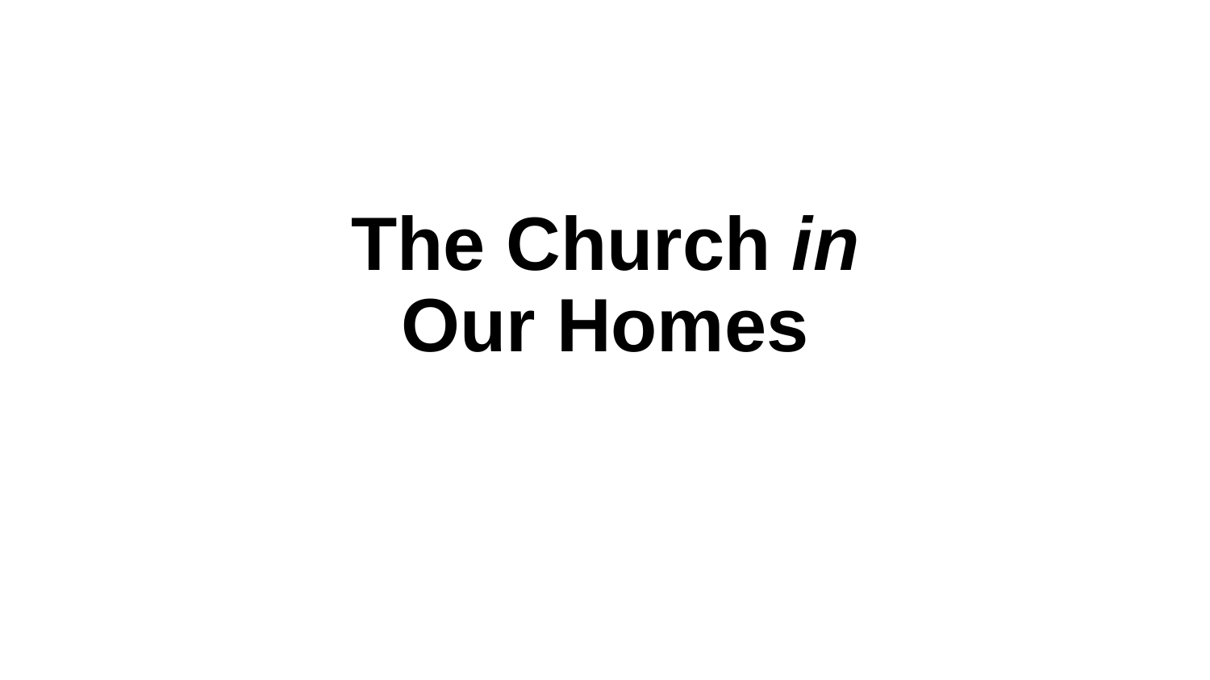# The Church *in* Our Homes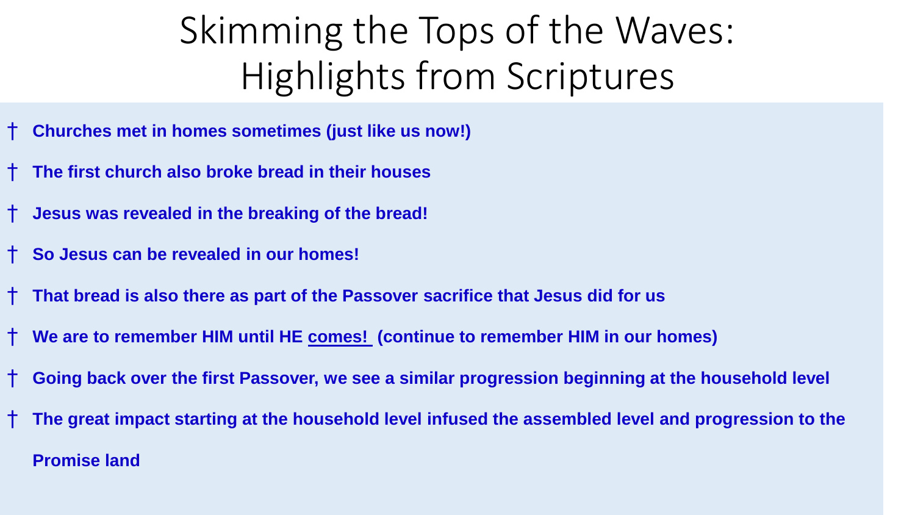# Skimming the Tops of the Waves: Highlights from Scriptures

- † **Churches met in homes sometimes (just like us now!)**
- † **The first church also broke bread in their houses**
- † **Jesus was revealed in the breaking of the bread!**
- † **So Jesus can be revealed in our homes!**
- † **That bread is also there as part of the Passover sacrifice that Jesus did for us**
- † **We are to remember HIM until HE <u>comes!</u> (continue to remember HIM in our homes)**
- † **Going back over the first Passover, we see a similar progression beginning at the household level**
- † **The great impact starting at the household level infused the assembled level and progression to the Promise land**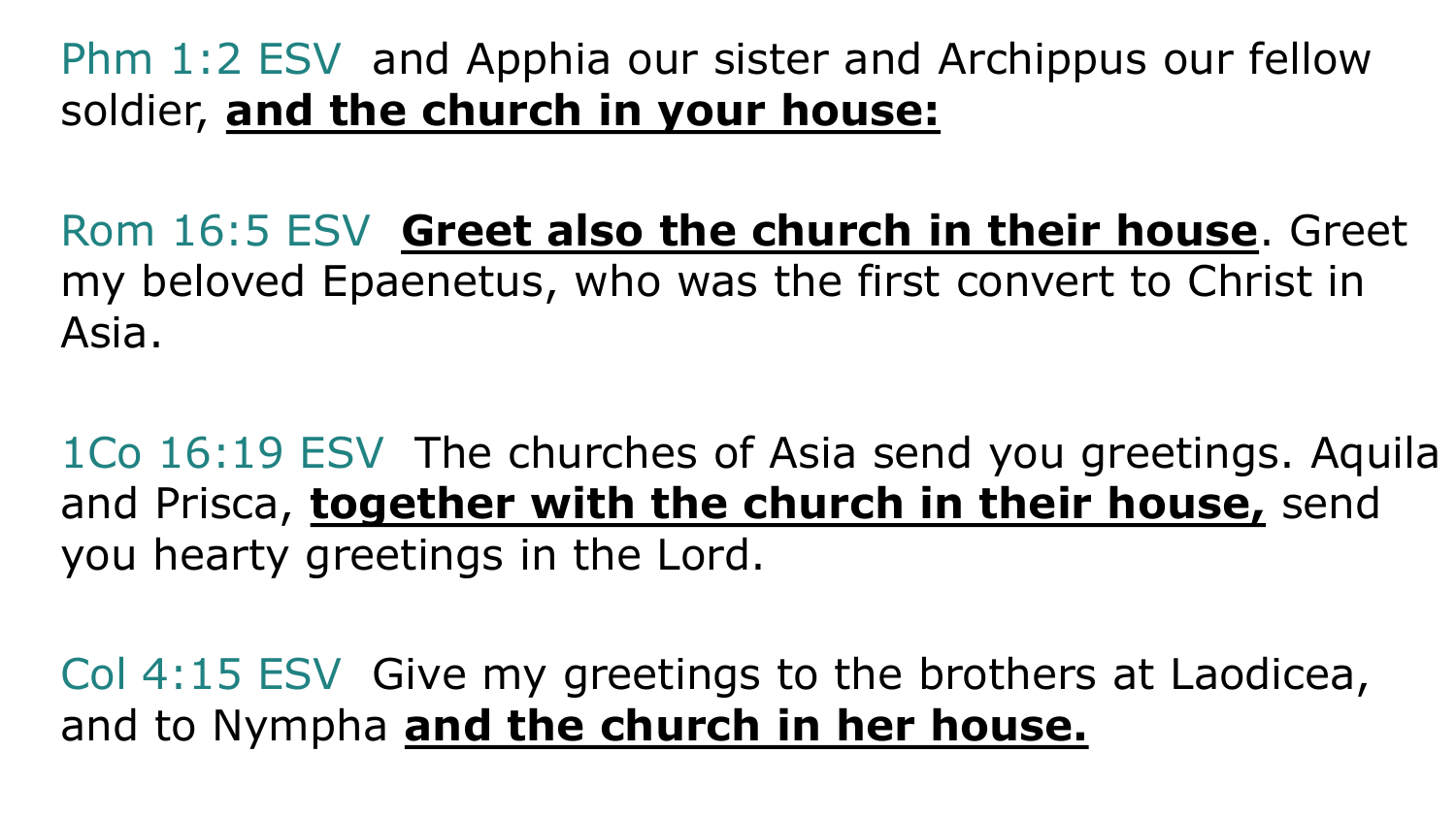Phm 1:2 ESV  and Apphia our sister and Archippus our fellow soldier, **<u>and the church in your house:</u>**

Rom 16:5 ESV  **<u>Greet also the church in their house</u>**. Greet my beloved Epaenetus, who was the first convert to Christ in Asia.

1Co 16:19 ESV  The churches of Asia send you greetings. Aquila and Prisca, **<u>together with the church in their house,</u>** send you hearty greetings in the Lord.

Col 4:15 ESV  Give my greetings to the brothers at Laodicea, and to Nympha **<u>and the church in her house.</u>**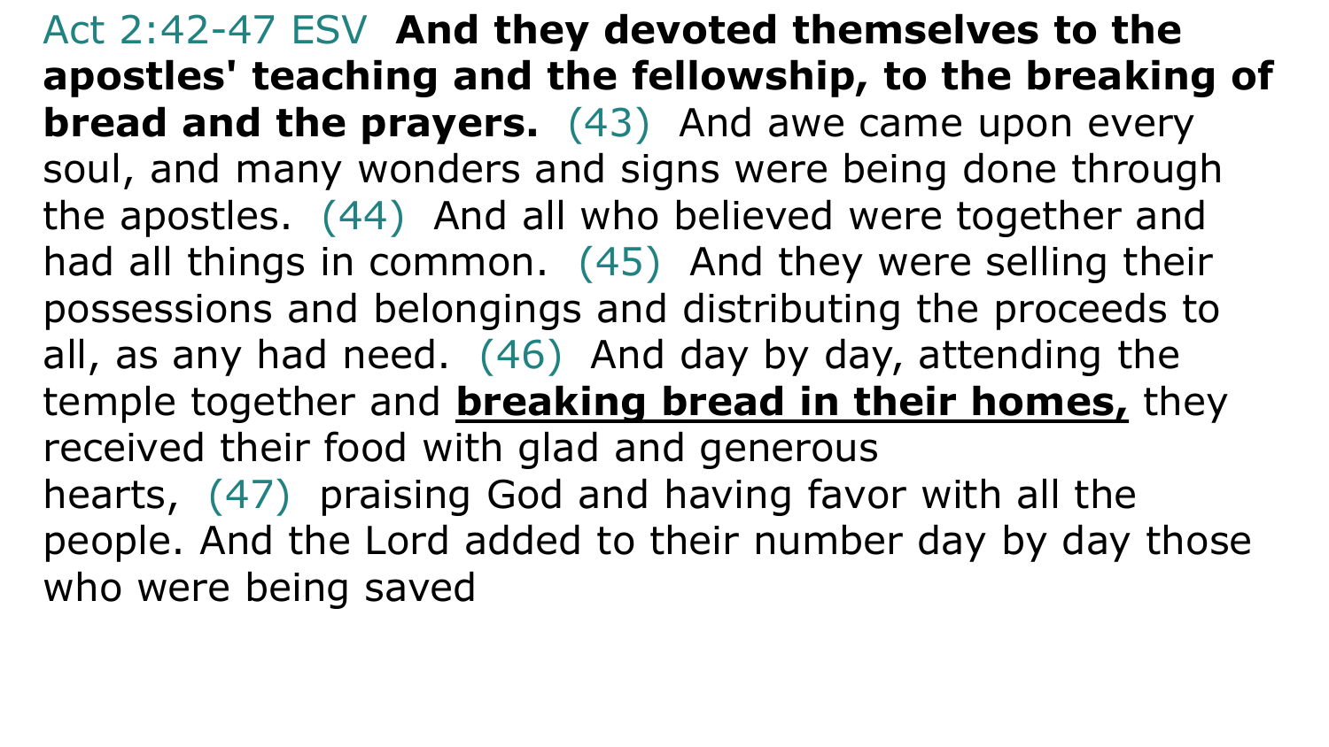Act 2:42-47 ESV **And they devoted themselves to the apostles' teaching and the fellowship, to the breaking of bread and the prayers.** (43) And awe came upon every soul, and many wonders and signs were being done through the apostles. (44) And all who believed were together and had all things in common. (45) And they were selling their possessions and belongings and distributing the proceeds to all, as any had need. (46) And day by day, attending the temple together and <u>**breaking bread in their homes,**</u> they received their food with glad and generous hearts, (47) praising God and having favor with all the people. And the Lord added to their number day by day those who were being saved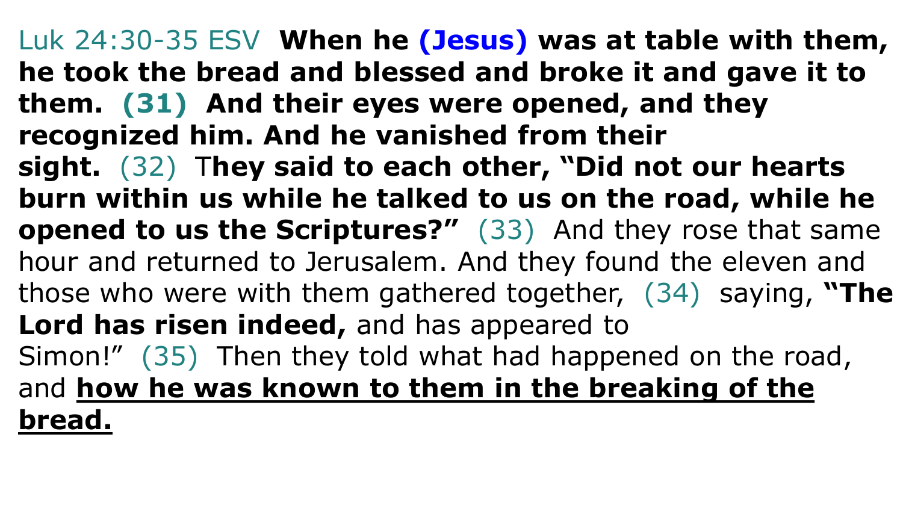Luk 24:30-35 ESV **When he (Jesus) was at table with them, he took the bread and blessed and broke it and gave it to them. (31) And their eyes were opened, and they recognized him. And he vanished from their sight.** (32) T**hey said to each other, "Did not our hearts burn within us while he talked to us on the road, while he opened to us the Scriptures?"** (33) And they rose that same hour and returned to Jerusalem. And they found the eleven and those who were with them gathered together, (34) saying, **"The Lord has risen indeed,** and has appeared to Simon!" (35) Then they told what had happened on the road, and **<u>how he was known to them in the breaking of the bread.</u>**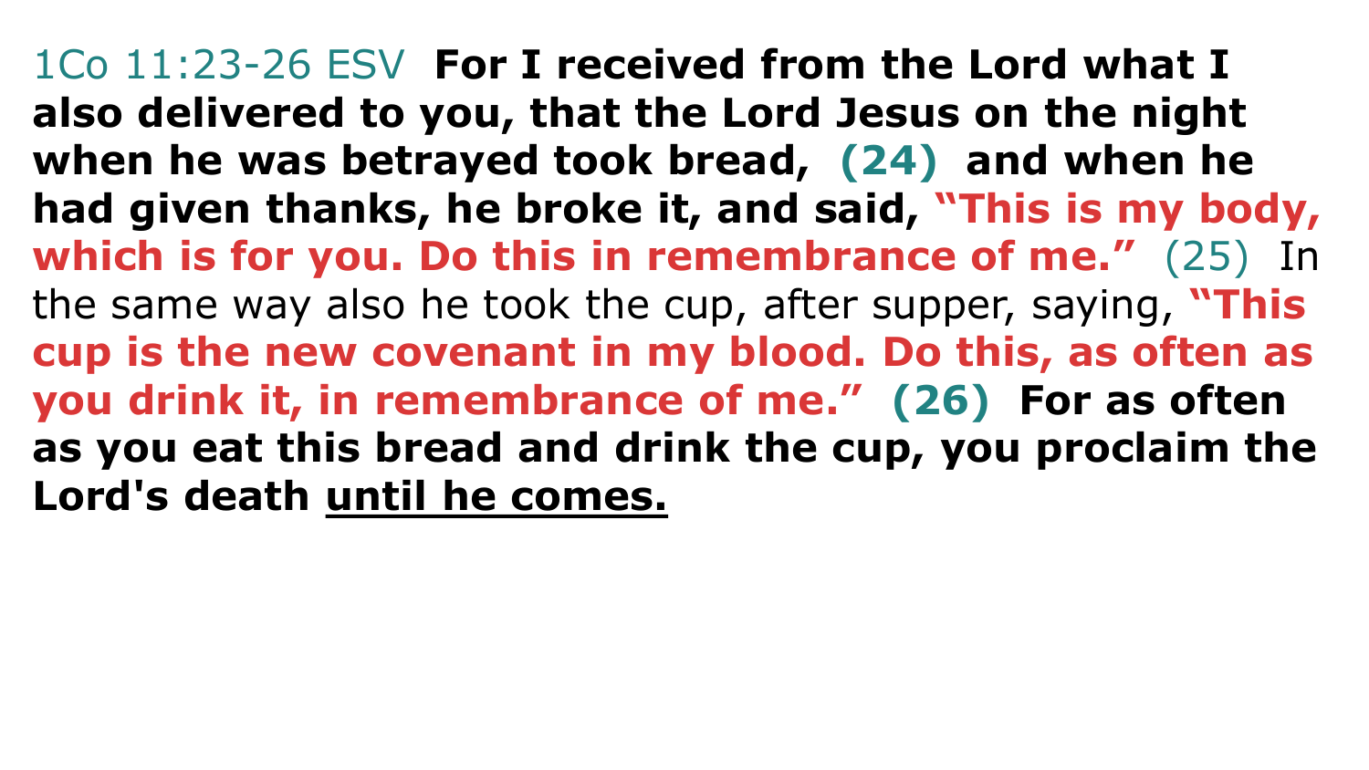1Co 11:23-26 ESV **For I received from the Lord what I also delivered to you, that the Lord Jesus on the night when he was betrayed took bread, (24) and when he had given thanks, he broke it, and said, "This is my body, which is for you. Do this in remembrance of me."** (25) In the same way also he took the cup, after supper, saying, **"This cup is the new covenant in my blood. Do this, as often as you drink it, in remembrance of me." (26) For as often as you eat this bread and drink the cup, you proclaim the Lord's death <u>until he comes.</u>**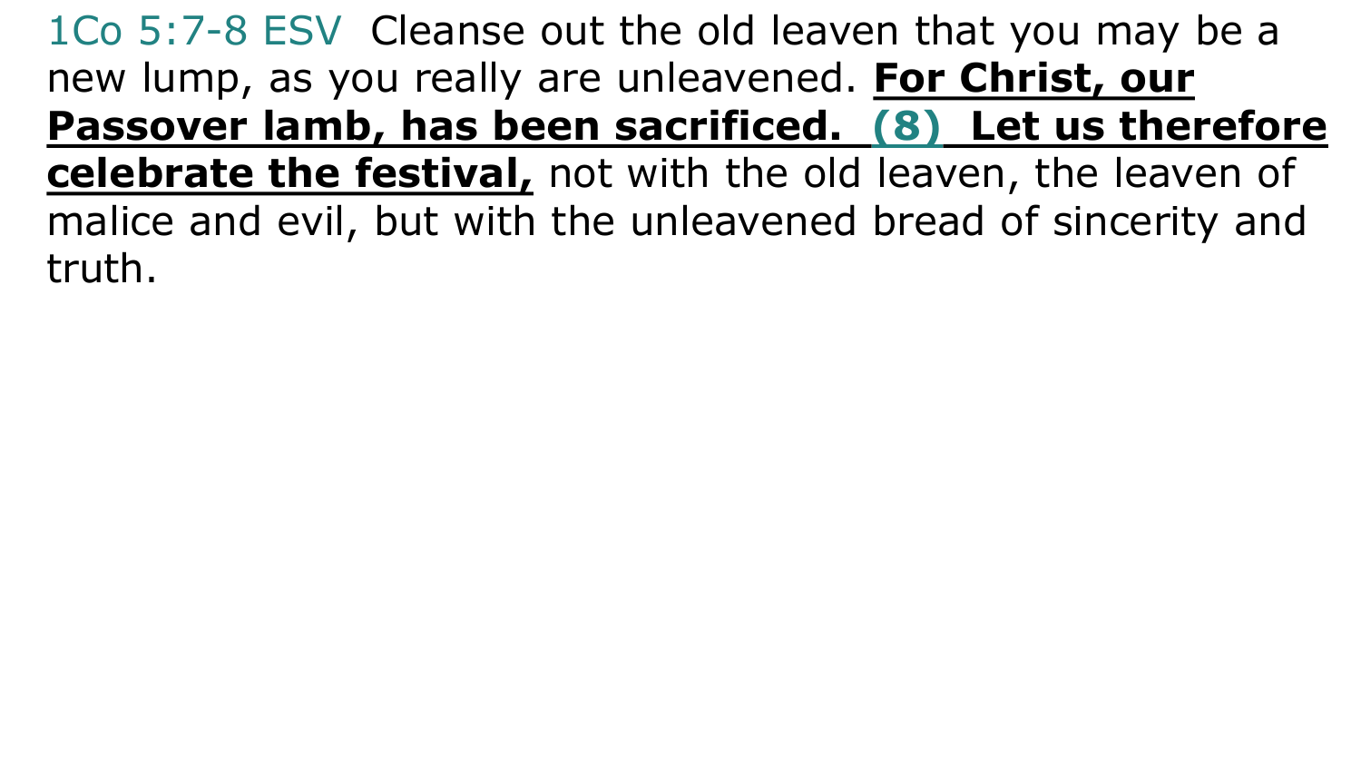1Co 5:7-8 ESV  Cleanse out the old leaven that you may be a new lump, as you really are unleavened. **For Christ, our Passover lamb, has been sacrificed.  (8)  Let us therefore celebrate the festival,** not with the old leaven, the leaven of malice and evil, but with the unleavened bread of sincerity and truth.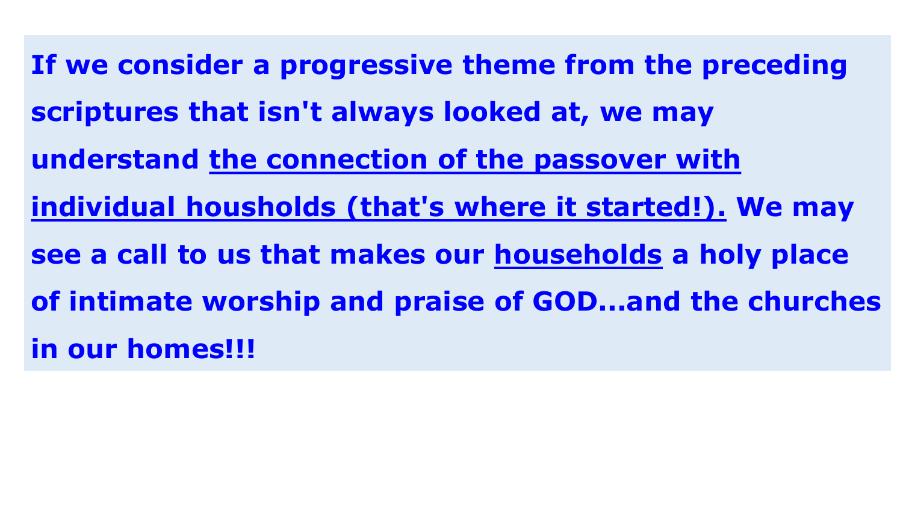**If we consider a progressive theme from the preceding scriptures that isn't always looked at, we may understand <u>the connection of the passover with individual housholds (that's where it started!).</u> We may see a call to us that makes our <u>households</u> a holy place of intimate worship and praise of GOD...and the churches in our homes!!!**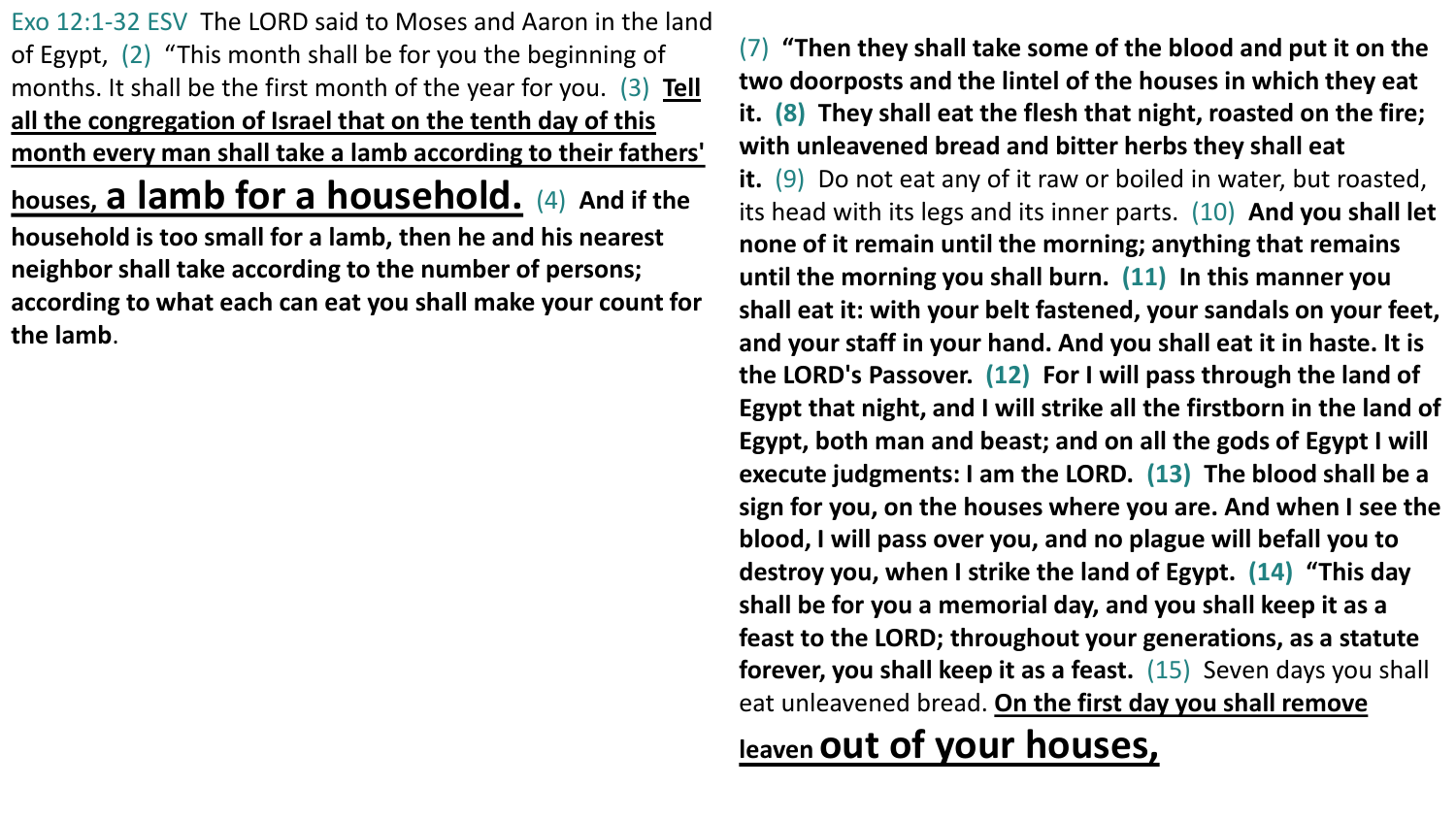Exo 12:1-32 ESV The LORD said to Moses and Aaron in the land of Egypt, (2) "This month shall be for you the beginning of months. It shall be the first month of the year for you. (3) **Tell all the congregation of Israel that on the tenth day of this month every man shall take a lamb according to their fathers' houses, a lamb for a household.** (4) **And if the household is too small for a lamb, then he and his nearest neighbor shall take according to the number of persons; according to what each can eat you shall make your count for the lamb**.

(7) **"Then they shall take some of the blood and put it on the two doorposts and the lintel of the houses in which they eat it.** (8) **They shall eat the flesh that night, roasted on the fire; with unleavened bread and bitter herbs they shall eat it.** (9) Do not eat any of it raw or boiled in water, but roasted, its head with its legs and its inner parts. (10) **And you shall let none of it remain until the morning; anything that remains until the morning you shall burn.** (11) **In this manner you shall eat it: with your belt fastened, your sandals on your feet, and your staff in your hand. And you shall eat it in haste. It is the LORD's Passover.** (12) **For I will pass through the land of Egypt that night, and I will strike all the firstborn in the land of Egypt, both man and beast; and on all the gods of Egypt I will execute judgments: I am the LORD.** (13) **The blood shall be a sign for you, on the houses where you are. And when I see the blood, I will pass over you, and no plague will befall you to destroy you, when I strike the land of Egypt.** (14) **"This day shall be for you a memorial day, and you shall keep it as a feast to the LORD; throughout your generations, as a statute forever, you shall keep it as a feast.** (15) Seven days you shall eat unleavened bread. **On the first day you shall remove leaven out of your houses,**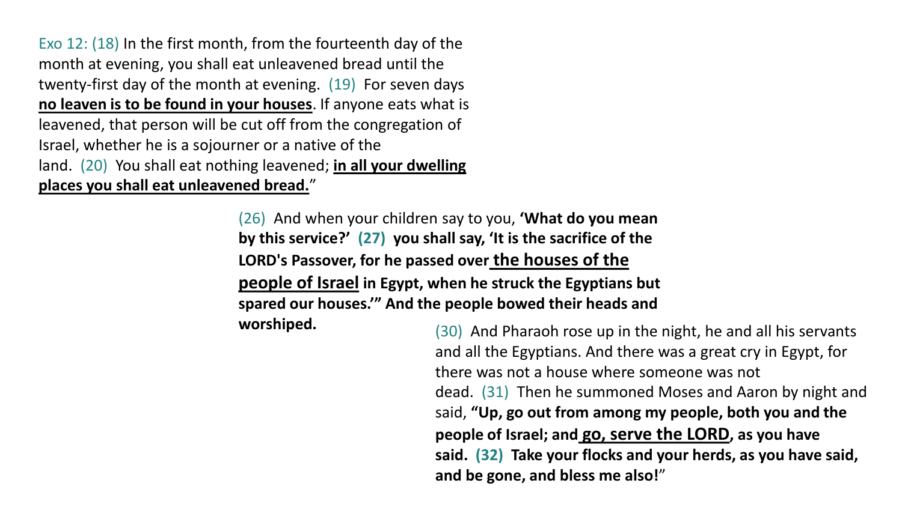Exo 12: (18) In the first month, from the fourteenth day of the month at evening, you shall eat unleavened bread until the twenty-first day of the month at evening. (19) For seven days **no leaven is to be found in your houses**. If anyone eats what is leavened, that person will be cut off from the congregation of Israel, whether he is a sojourner or a native of the land. (20) You shall eat nothing leavened; **in all your dwelling places you shall eat unleavened bread.**"

(26) And when your children say to you, **'What do you mean by this service?' (27) you shall say, 'It is the sacrifice of the LORD's Passover, for he passed over the houses of the people of Israel in Egypt, when he struck the Egyptians but spared our houses.'" And the people bowed their heads and worshiped.**

(30) And Pharaoh rose up in the night, he and all his servants and all the Egyptians. And there was a great cry in Egypt, for there was not a house where someone was not dead. (31) Then he summoned Moses and Aaron by night and said, **"Up, go out from among my people, both you and the people of Israel; and go, serve the LORD, as you have said. (32) Take your flocks and your herds, as you have said, and be gone, and bless me also!**"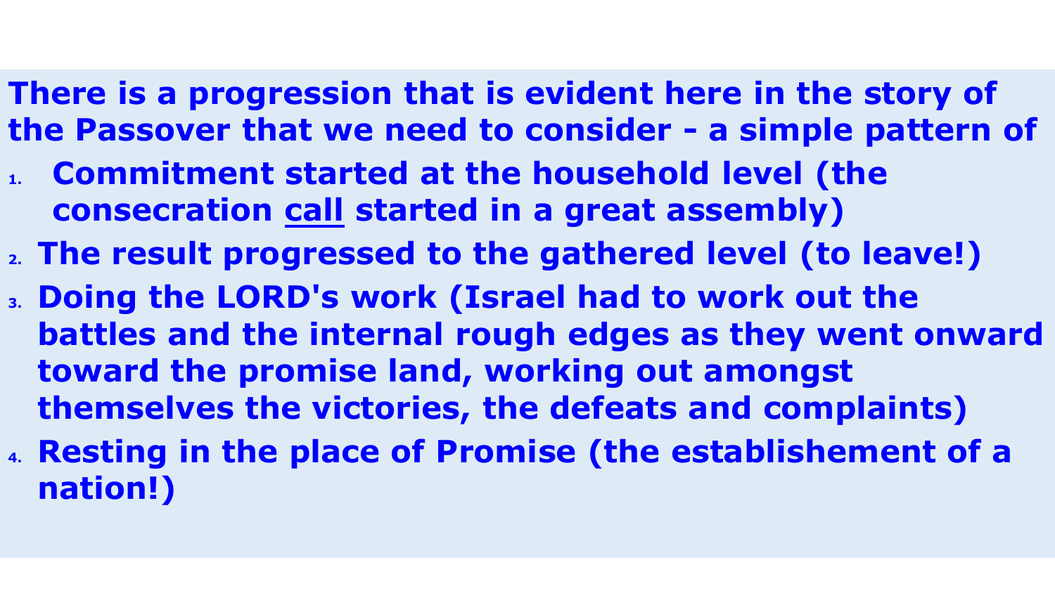**There is a progression that is evident here in the story of the Passover that we need to consider - a simple pattern of**

1. **Commitment started at the household level (the consecration call started in a great assembly)**
2. **The result progressed to the gathered level (to leave!)**
3. **Doing the LORD's work (Israel had to work out the battles and the internal rough edges as they went onward toward the promise land, working out amongst themselves the victories, the defeats and complaints)**
4. **Resting in the place of Promise (the establishement of a nation!)**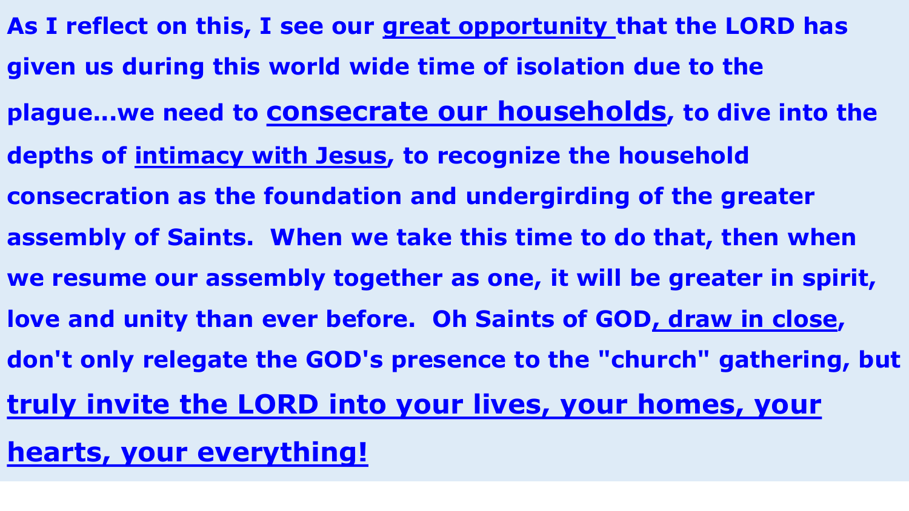**As I reflect on this, I see our great opportunity that the LORD has given us during this world wide time of isolation due to the plague…we need to consecrate our households, to dive into the depths of intimacy with Jesus, to recognize the household consecration as the foundation and undergirding of the greater assembly of Saints. When we take this time to do that, then when we resume our assembly together as one, it will be greater in spirit, love and unity than ever before. Oh Saints of GOD, draw in close, don't only relegate the GOD's presence to the "church" gathering, but truly invite the LORD into your lives, your homes, your hearts, your everything!**